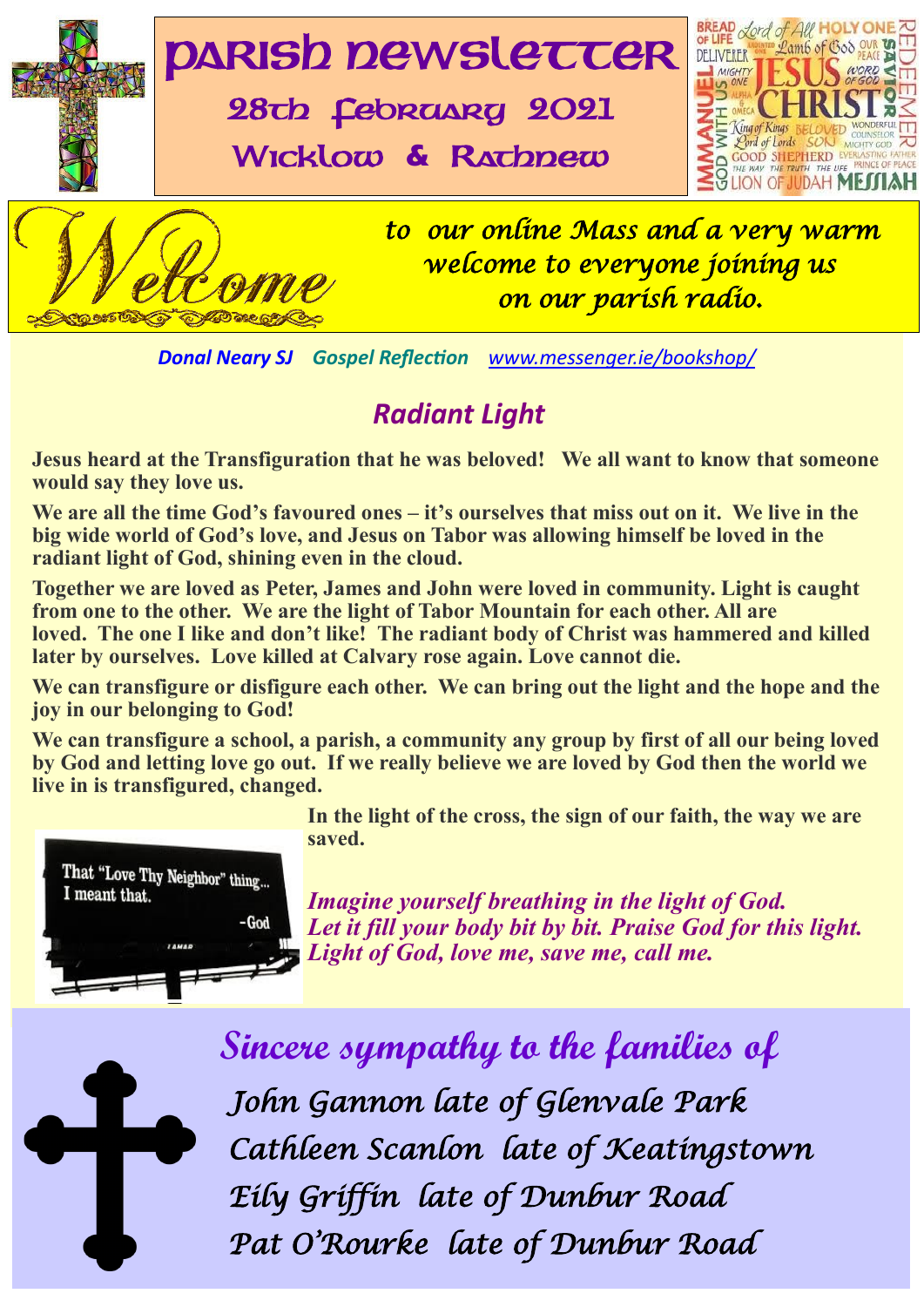# Parish Newsletter

## 28th February 2021

## Wicklow & Rathnew

**Welcome** *to our online Mass and a very warm welcome to everyone joining us on our parish radio.*

***Donal Neary SJ*** ***Gospel Reflection*** *www.messenger.ie/bookshop/*

## *Radiant Light*

**Jesus heard at the Transfiguration that he was beloved! We all want to know that someone would say they love us.**

**We are all the time God's favoured ones – it's ourselves that miss out on it. We live in the big wide world of God's love, and Jesus on Tabor was allowing himself be loved in the radiant light of God, shining even in the cloud.**

**Together we are loved as Peter, James and John were loved in community. Light is caught from one to the other. We are the light of Tabor Mountain for each other. All are loved. The one I like and don't like! The radiant body of Christ was hammered and killed later by ourselves. Love killed at Calvary rose again. Love cannot die.**

**We can transfigure or disfigure each other. We can bring out the light and the hope and the joy in our belonging to God!**

**We can transfigure a school, a parish, a community any group by first of all our being loved by God and letting love go out. If we really believe we are loved by God then the world we live in is transfigured, changed.**

**In the light of the cross, the sign of our faith, the way we are saved.**

That "Love Thy Neighbor" thing... I meant that. -God

***Imagine yourself breathing in the light of God. Let it fill your body bit by bit. Praise God for this light. Light of God, love me, save me, call me.***

## *Sincere sympathy to the families of*

*John Gannon late of Glenvale Park*
*Cathleen Scanlon late of Keatingstown*
*Eily Griffin late of Dunbur Road*
*Pat O'Rourke late of Dunbur Road*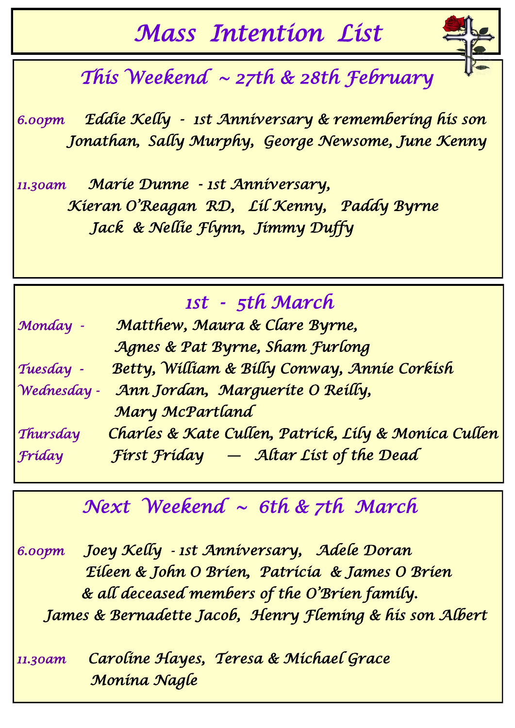# Mass Intention List

## This Weekend ~ 27th & 28th February

*6.00pm* Eddie Kelly - 1st Anniversary & remembering his son Jonathan, Sally Murphy, George Newsome, June Kenny

*11.30am* Marie Dunne - 1st Anniversary, Kieran O'Reagan RD, Lil Kenny, Paddy Byrne Jack & Nellie Flynn, Jimmy Duffy

## 1st - 5th March

*Monday -* Matthew, Maura & Clare Byrne, Agnes & Pat Byrne, Sham Furlong

*Tuesday -* Betty, William & Billy Conway, Annie Corkish

*Wednesday -* Ann Jordan, Marguerite O Reilly, Mary McPartland

*Thursday* Charles & Kate Cullen, Patrick, Lily & Monica Cullen

*Friday* First Friday — Altar List of the Dead

## Next Weekend ~ 6th & 7th March

*6.00pm* Joey Kelly - 1st Anniversary, Adele Doran Eileen & John O Brien, Patricia & James O Brien & all deceased members of the O'Brien family. James & Bernadette Jacob, Henry Fleming & his son Albert

*11.30am* Caroline Hayes, Teresa & Michael Grace Monina Nagle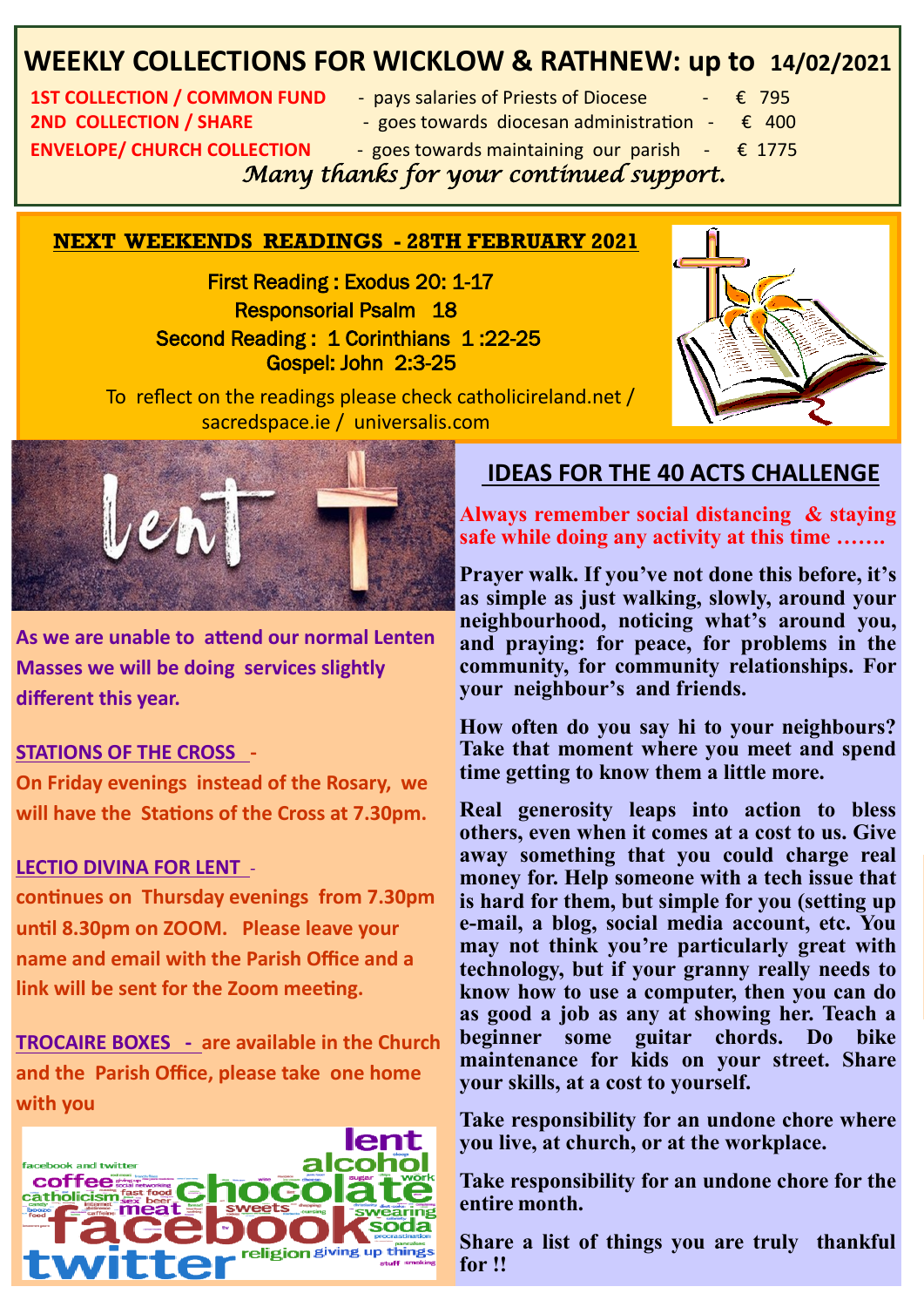# WEEKLY COLLECTIONS FOR WICKLOW & RATHNEW: up to 14/02/2021

| | | |
|---|---|---|
| **1ST COLLECTION / COMMON FUND** | - pays salaries of Priests of Diocese | € 795 |
| **2ND COLLECTION / SHARE** | - goes towards diocesan administration | € 400 |
| **ENVELOPE/ CHURCH COLLECTION** | - goes towards maintaining our parish | € 1775 |

*Many thanks for your continued support.*

## NEXT WEEKENDS READINGS - 28TH FEBRUARY 2021

First Reading : Exodus 20: 1-17

Responsorial Psalm 18

Second Reading : 1 Corinthians 1 :22-25

Gospel: John 2:3-25

To reflect on the readings please check catholicireland.net / sacredspace.ie / universalis.com

**As we are unable to attend our normal Lenten Masses we will be doing services slightly different this year.**

**STATIONS OF THE CROSS -**

**On Friday evenings instead of the Rosary, we will have the Stations of the Cross at 7.30pm.**

**LECTIO DIVINA FOR LENT -**

**continues on Thursday evenings from 7.30pm until 8.30pm on ZOOM. Please leave your name and email with the Parish Office and a link will be sent for the Zoom meeting.**

**TROCAIRE BOXES - are available in the Church and the Parish Office, please take one home with you**

## IDEAS FOR THE 40 ACTS CHALLENGE

**Always remember social distancing & staying safe while doing any activity at this time …….**

**Prayer walk. If you've not done this before, it's as simple as just walking, slowly, around your neighbourhood, noticing what's around you, and praying: for peace, for problems in the community, for community relationships. For your neighbour's and friends.**

**How often do you say hi to your neighbours? Take that moment where you meet and spend time getting to know them a little more.**

**Real generosity leaps into action to bless others, even when it comes at a cost to us. Give away something that you could charge real money for. Help someone with a tech issue that is hard for them, but simple for you (setting up e-mail, a blog, social media account, etc. You may not think you're particularly great with technology, but if your granny really needs to know how to use a computer, then you can do as good a job as any at showing her. Teach a beginner some guitar chords. Do bike maintenance for kids on your street. Share your skills, at a cost to yourself.**

**Take responsibility for an undone chore where you live, at church, or at the workplace.**

**Take responsibility for an undone chore for the entire month.**

**Share a list of things you are truly thankful for !!**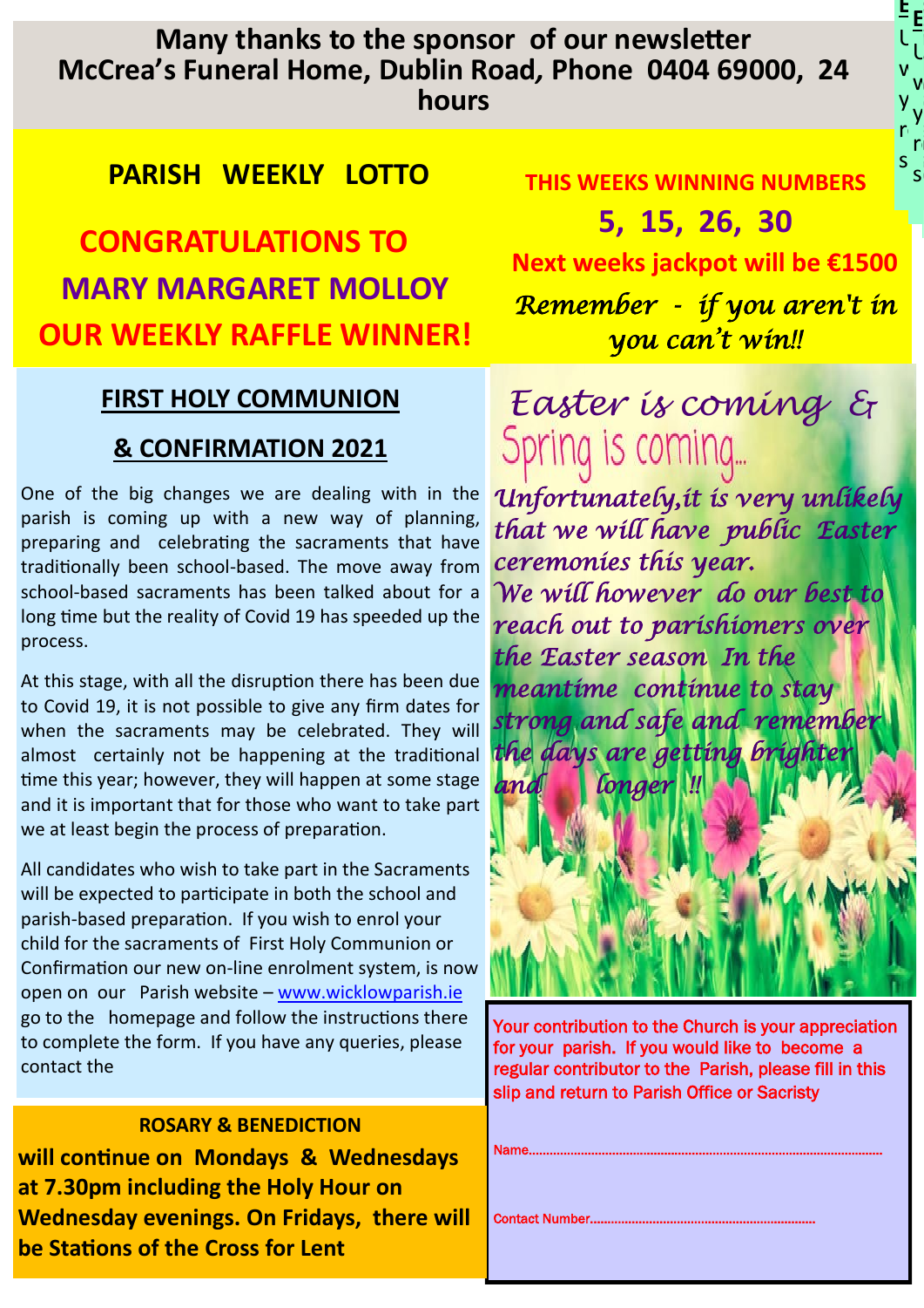**Many thanks to the sponsor of our newsletter McCrea's Funeral Home, Dublin Road, Phone 0404 69000, 24 hours**

## PARISH WEEKLY LOTTO

**CONGRATULATIONS TO MARY MARGARET MOLLOY OUR WEEKLY RAFFLE WINNER!**

**THIS WEEKS WINNING NUMBERS**

**5, 15, 26, 30**

**Next weeks jackpot will be €1500**

*Remember - if you aren't in you can't win!!*

## FIRST HOLY COMMUNION & CONFIRMATION 2021

One of the big changes we are dealing with in the parish is coming up with a new way of planning, preparing and celebrating the sacraments that have traditionally been school-based. The move away from school-based sacraments has been talked about for a long time but the reality of Covid 19 has speeded up the process.

At this stage, with all the disruption there has been due to Covid 19, it is not possible to give any firm dates for when the sacraments may be celebrated. They will almost certainly not be happening at the traditional time this year; however, they will happen at some stage and it is important that for those who want to take part we at least begin the process of preparation.

All candidates who wish to take part in the Sacraments will be expected to participate in both the school and parish-based preparation. If you wish to enrol your child for the sacraments of First Holy Communion or Confirmation our new on-line enrolment system, is now open on our Parish website – www.wicklowparish.ie go to the homepage and follow the instructions there to complete the form. If you have any queries, please contact the

## Easter is coming & Spring is coming...

*Unfortunately,it is very unlikely that we will have public Easter ceremonies this year. We will however do our best to reach out to parishioners over the Easter season In the meantime continue to stay strong and safe and remember the days are getting brighter and longer !!*

**ROSARY & BENEDICTION**

**will continue on Mondays & Wednesdays at 7.30pm including the Holy Hour on Wednesday evenings. On Fridays, there will be Stations of the Cross for Lent**

Your contribution to the Church is your appreciation for your parish. If you would like to become a regular contributor to the Parish, please fill in this slip and return to Parish Office or Sacristy

Name.......................................................................................................

Contact Number................................................................